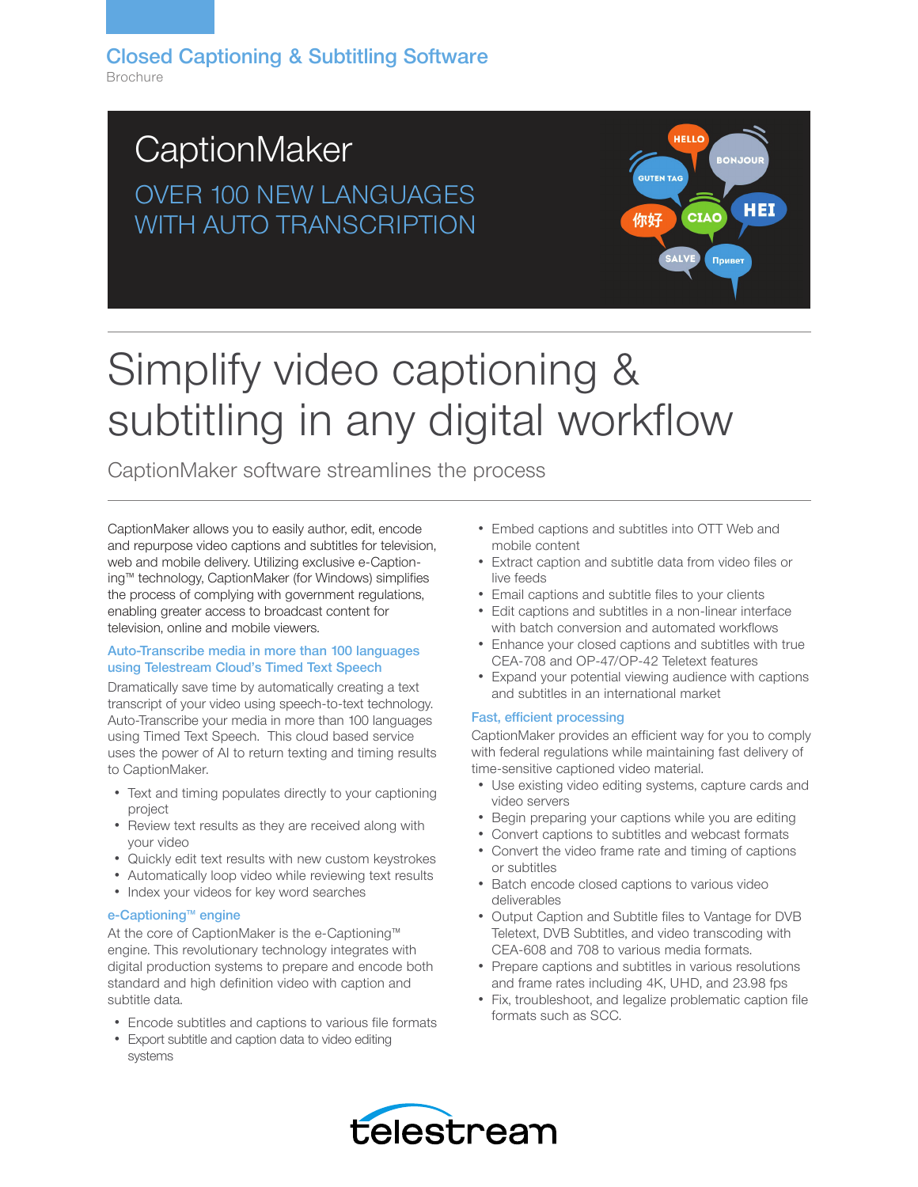Closed Captioning & Subtitling Software

Brochure

# CaptionMaker

## OVER 100 NEW LANGUAGES WITH AUTO TRANSCRIPTION

# Simplify video captioning & subtitling in any digital workflow

CaptionMaker software streamlines the process

CaptionMaker allows you to easily author, edit, encode and repurpose video captions and subtitles for television, web and mobile delivery. Utilizing exclusive e-Captioning™ technology, CaptionMaker (for Windows) simplifies the process of complying with government regulations, enabling greater access to broadcast content for television, online and mobile viewers.

### Auto-Transcribe media in more than 100 languages using Telestream Cloud's Timed Text Speech

Dramatically save time by automatically creating a text transcript of your video using speech-to-text technology. Auto-Transcribe your media in more than 100 languages using Timed Text Speech. This cloud based service uses the power of AI to return texting and timing results to CaptionMaker.

- Text and timing populates directly to your captioning project
- Review text results as they are received along with your video
- Quickly edit text results with new custom keystrokes
- Automatically loop video while reviewing text results
- Index your videos for key word searches

### e-Captioning™ engine

At the core of CaptionMaker is the e-Captioning™ engine. This revolutionary technology integrates with digital production systems to prepare and encode both standard and high definition video with caption and subtitle data.

- Encode subtitles and captions to various file formats
- Export subtitle and caption data to video editing systems
- Embed captions and subtitles into OTT Web and mobile content
- Extract caption and subtitle data from video files or live feeds
- Email captions and subtitle files to your clients
- Edit captions and subtitles in a non-linear interface with batch conversion and automated workflows
- Enhance your closed captions and subtitles with true CEA-708 and OP-47/OP-42 Teletext features
- Expand your potential viewing audience with captions and subtitles in an international market

### Fast, efficient processing

CaptionMaker provides an efficient way for you to comply with federal regulations while maintaining fast delivery of time-sensitive captioned video material.

- Use existing video editing systems, capture cards and video servers
- Begin preparing your captions while you are editing
- Convert captions to subtitles and webcast formats
- Convert the video frame rate and timing of captions or subtitles
- Batch encode closed captions to various video deliverables
- Output Caption and Subtitle files to Vantage for DVB Teletext, DVB Subtitles, and video transcoding with CEA-608 and 708 to various media formats.
- Prepare captions and subtitles in various resolutions and frame rates including 4K, UHD, and 23.98 fps
- Fix, troubleshoot, and legalize problematic caption file formats such as SCC.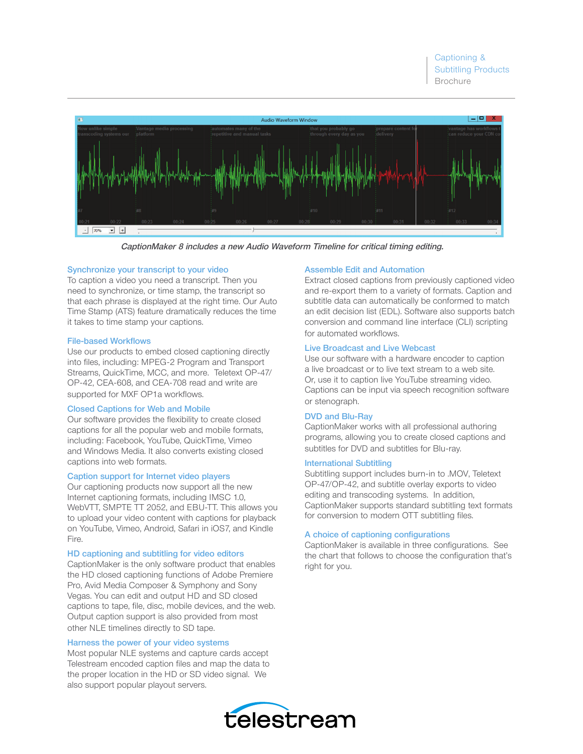*CaptionMaker 8 includes a new Audio Waveform Timeline for critical timing editing.*

### Synchronize your transcript to your video

To caption a video you need a transcript. Then you need to synchronize, or time stamp, the transcript so that each phrase is displayed at the right time. Our Auto Time Stamp (ATS) feature dramatically reduces the time it takes to time stamp your captions.

### File-based Workflows

Use our products to embed closed captioning directly into files, including: MPEG-2 Program and Transport Streams, QuickTime, MCC, and more. Teletext OP-47/OP-42, CEA-608, and CEA-708 read and write are supported for MXF OP1a workflows.

### Closed Captions for Web and Mobile

Our software provides the flexibility to create closed captions for all the popular web and mobile formats, including: Facebook, YouTube, QuickTime, Vimeo and Windows Media. It also converts existing closed captions into web formats.

### Caption support for Internet video players

Our captioning products now support all the new Internet captioning formats, including IMSC 1.0, WebVTT, SMPTE TT 2052, and EBU-TT. This allows you to upload your video content with captions for playback on YouTube, Vimeo, Android, Safari in iOS7, and Kindle Fire.

### HD captioning and subtitling for video editors

CaptionMaker is the only software product that enables the HD closed captioning functions of Adobe Premiere Pro, Avid Media Composer & Symphony and Sony Vegas. You can edit and output HD and SD closed captions to tape, file, disc, mobile devices, and the web. Output caption support is also provided from most other NLE timelines directly to SD tape.

### Harness the power of your video systems

Most popular NLE systems and capture cards accept Telestream encoded caption files and map the data to the proper location in the HD or SD video signal. We also support popular playout servers.

### Assemble Edit and Automation

Extract closed captions from previously captioned video and re-export them to a variety of formats. Caption and subtitle data can automatically be conformed to match an edit decision list (EDL). Software also supports batch conversion and command line interface (CLI) scripting for automated workflows.

### Live Broadcast and Live Webcast

Use our software with a hardware encoder to caption a live broadcast or to live text stream to a web site. Or, use it to caption live YouTube streaming video. Captions can be input via speech recognition software or stenograph.

### DVD and Blu-Ray

CaptionMaker works with all professional authoring programs, allowing you to create closed captions and subtitles for DVD and subtitles for Blu-ray.

### International Subtitling

Subtitling support includes burn-in to .MOV, Teletext OP-47/OP-42, and subtitle overlay exports to video editing and transcoding systems. In addition, CaptionMaker supports standard subtitling text formats for conversion to modern OTT subtitling files.

### A choice of captioning configurations

CaptionMaker is available in three configurations. See the chart that follows to choose the configuration that's right for you.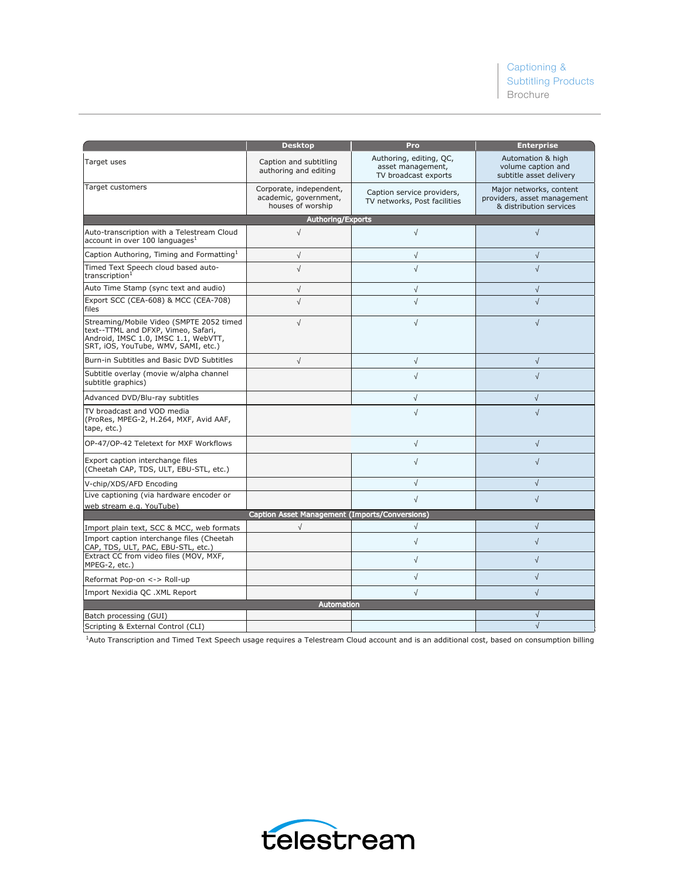| | Desktop | Pro | Enterprise |
|---|---|---|---|
| Target uses | Caption and subtitling authoring and editing | Authoring, editing, QC, asset management, TV broadcast exports | Automation & high volume caption and subtitle asset delivery |
| Target customers | Corporate, independent, academic, government, houses of worship | Caption service providers, TV networks, Post facilities | Major networks, content providers, asset management & distribution services |
| **Authoring/Exports** | | | |
| Auto-transcription with a Telestream Cloud account in over 100 languages[1] | √ | √ | √ |
| Caption Authoring, Timing and Formatting[1] | √ | √ | √ |
| Timed Text Speech cloud based auto-transcription[1] | √ | √ | √ |
| Auto Time Stamp (sync text and audio) | √ | √ | √ |
| Export SCC (CEA-608) & MCC (CEA-708) files | √ | √ | √ |
| Streaming/Mobile Video (SMPTE 2052 timed text--TTML and DFXP, Vimeo, Safari, Android, IMSC 1.0, IMSC 1.1, WebVTT, SRT, iOS, YouTube, WMV, SAMI, etc.) | √ | √ | √ |
| Burn-in Subtitles and Basic DVD Subtitles | √ | √ | √ |
| Subtitle overlay (movie w/alpha channel subtitle graphics) | | √ | √ |
| Advanced DVD/Blu-ray subtitles | | √ | √ |
| TV broadcast and VOD media (ProRes, MPEG-2, H.264, MXF, Avid AAF, tape, etc.) | | √ | √ |
| OP-47/OP-42 Teletext for MXF Workflows | | √ | √ |
| Export caption interchange files (Cheetah CAP, TDS, ULT, EBU-STL, etc.) | | √ | √ |
| V-chip/XDS/AFD Encoding | | √ | √ |
| Live captioning (via hardware encoder or web stream e.g. YouTube) | | √ | √ |
| **Caption Asset Management (Imports/Conversions)** | | | |
| Import plain text, SCC & MCC, web formats | √ | √ | √ |
| Import caption interchange files (Cheetah CAP, TDS, ULT, PAC, EBU-STL, etc.) | | √ | √ |
| Extract CC from video files (MOV, MXF, MPEG-2, etc.) | | √ | √ |
| Reformat Pop-on <-> Roll-up | | √ | √ |
| Import Nexidia QC .XML Report | | √ | √ |
| **Automation** | | | |
| Batch processing (GUI) | | | √ |
| Scripting & External Control (CLI) | | | √ |

[1]Auto Transcription and Timed Text Speech usage requires a Telestream Cloud account and is an additional cost, based on consumption billing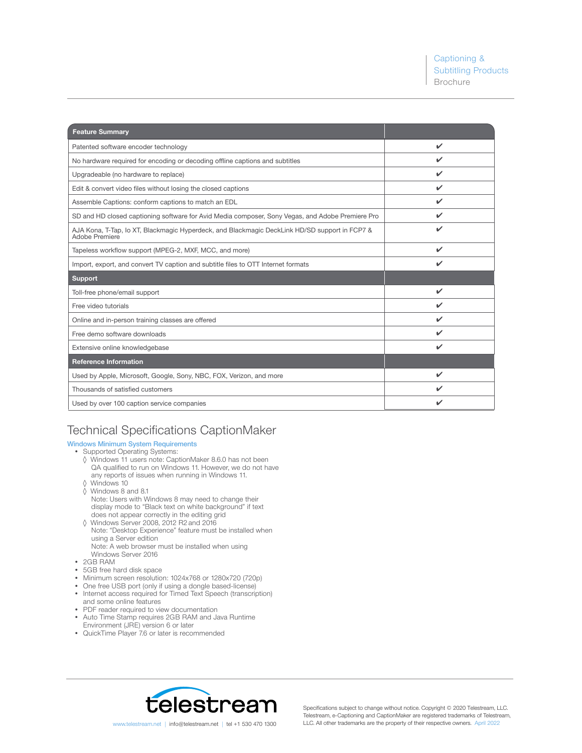| Feature Summary | |
| --- | --- |
| Patented software encoder technology | ✔ |
| No hardware required for encoding or decoding offline captions and subtitles | ✔ |
| Upgradeable (no hardware to replace) | ✔ |
| Edit & convert video files without losing the closed captions | ✔ |
| Assemble Captions: conform captions to match an EDL | ✔ |
| SD and HD closed captioning software for Avid Media composer, Sony Vegas, and Adobe Premiere Pro | ✔ |
| AJA Kona, T-Tap, Io XT, Blackmagic Hyperdeck, and Blackmagic DeckLink HD/SD support in FCP7 & Adobe Premiere | ✔ |
| Tapeless workflow support (MPEG-2, MXF, MCC, and more) | ✔ |
| Import, export, and convert TV caption and subtitle files to OTT Internet formats | ✔ |
| **Support** | |
| Toll-free phone/email support | ✔ |
| Free video tutorials | ✔ |
| Online and in-person training classes are offered | ✔ |
| Free demo software downloads | ✔ |
| Extensive online knowledgebase | ✔ |
| **Reference Information** | |
| Used by Apple, Microsoft, Google, Sony, NBC, FOX, Verizon, and more | ✔ |
| Thousands of satisfied customers | ✔ |
| Used by over 100 caption service companies | ✔ |

# Technical Specifications CaptionMaker

### Windows Minimum System Requirements

- Supported Operating Systems:
  - ◊ Windows 11 users note: CaptionMaker 8.6.0 has not been QA qualified to run on Windows 11. However, we do not have any reports of issues when running in Windows 11.
  - ◊ Windows 10
  - ◊ Windows 8 and 8.1
    Note: Users with Windows 8 may need to change their display mode to “Black text on white background” if text does not appear correctly in the editing grid
  - ◊ Windows Server 2008, 2012 R2 and 2016
    Note: “Desktop Experience” feature must be installed when using a Server edition
    Note: A web browser must be installed when using Windows Server 2016
- 2GB RAM
- 5GB free hard disk space
- Minimum screen resolution: 1024x768 or 1280x720 (720p)
- One free USB port (only if using a dongle based-license)
- Internet access required for Timed Text Speech (transcription) and some online features
- PDF reader required to view documentation
- Auto Time Stamp requires 2GB RAM and Java Runtime Environment (JRE) version 6 or later
- QuickTime Player 7.6 or later is recommended

telestream

www.telestream.net | info@telestream.net | tel +1 530 470 1300

Specifications subject to change without notice. Copyright © 2020 Telestream, LLC. Telestream, e-Captioning and CaptionMaker are registered trademarks of Telestream, LLC. All other trademarks are the property of their respective owners. April 2022